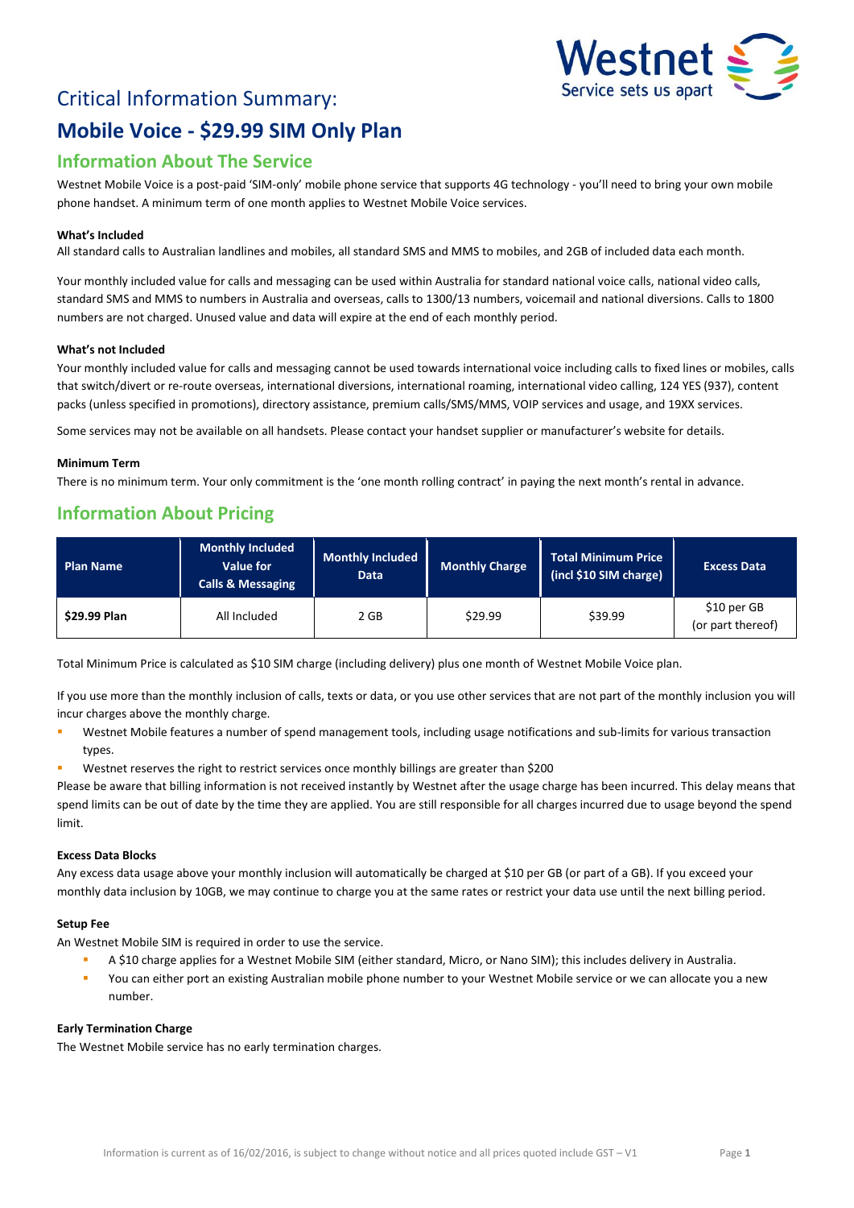# Critical Information Summary:

# Mobile Voice - $29.99 SIM Only Plan

## Information About The Service

Westnet Mobile Voice is a post-paid 'SIM-only' mobile phone service that supports 4G technology - you'll need to bring your own mobile phone handset. A minimum term of one month applies to Westnet Mobile Voice services.

**What's Included**

All standard calls to Australian landlines and mobiles, all standard SMS and MMS to mobiles, and 2GB of included data each month.

Your monthly included value for calls and messaging can be used within Australia for standard national voice calls, national video calls, standard SMS and MMS to numbers in Australia and overseas, calls to 1300/13 numbers, voicemail and national diversions. Calls to 1800 numbers are not charged. Unused value and data will expire at the end of each monthly period.

**What's not Included**

Your monthly included value for calls and messaging cannot be used towards international voice including calls to fixed lines or mobiles, calls that switch/divert or re-route overseas, international diversions, international roaming, international video calling, 124 YES (937), content packs (unless specified in promotions), directory assistance, premium calls/SMS/MMS, VOIP services and usage, and 19XX services.

Some services may not be available on all handsets. Please contact your handset supplier or manufacturer's website for details.

**Minimum Term**

There is no minimum term. Your only commitment is the 'one month rolling contract' in paying the next month's rental in advance.

## Information About Pricing

| Plan Name | Monthly Included Value for Calls & Messaging | Monthly Included Data | Monthly Charge | Total Minimum Price (incl $10 SIM charge) | Excess Data |
|---|---|---|---|---|---|
| **$29.99 Plan** | All Included | 2 GB | $29.99 | $39.99 | $10 per GB (or part thereof) |

Total Minimum Price is calculated as $10 SIM charge (including delivery) plus one month of Westnet Mobile Voice plan.

If you use more than the monthly inclusion of calls, texts or data, or you use other services that are not part of the monthly inclusion you will incur charges above the monthly charge.

- Westnet Mobile features a number of spend management tools, including usage notifications and sub-limits for various transaction types.
- Westnet reserves the right to restrict services once monthly billings are greater than $200

Please be aware that billing information is not received instantly by Westnet after the usage charge has been incurred. This delay means that spend limits can be out of date by the time they are applied. You are still responsible for all charges incurred due to usage beyond the spend limit.

**Excess Data Blocks**

Any excess data usage above your monthly inclusion will automatically be charged at $10 per GB (or part of a GB). If you exceed your monthly data inclusion by 10GB, we may continue to charge you at the same rates or restrict your data use until the next billing period.

**Setup Fee**

An Westnet Mobile SIM is required in order to use the service.

- A $10 charge applies for a Westnet Mobile SIM (either standard, Micro, or Nano SIM); this includes delivery in Australia.
- You can either port an existing Australian mobile phone number to your Westnet Mobile service or we can allocate you a new number.

**Early Termination Charge**

The Westnet Mobile service has no early termination charges.

Information is current as of 16/02/2016, is subject to change without notice and all prices quoted include GST – V1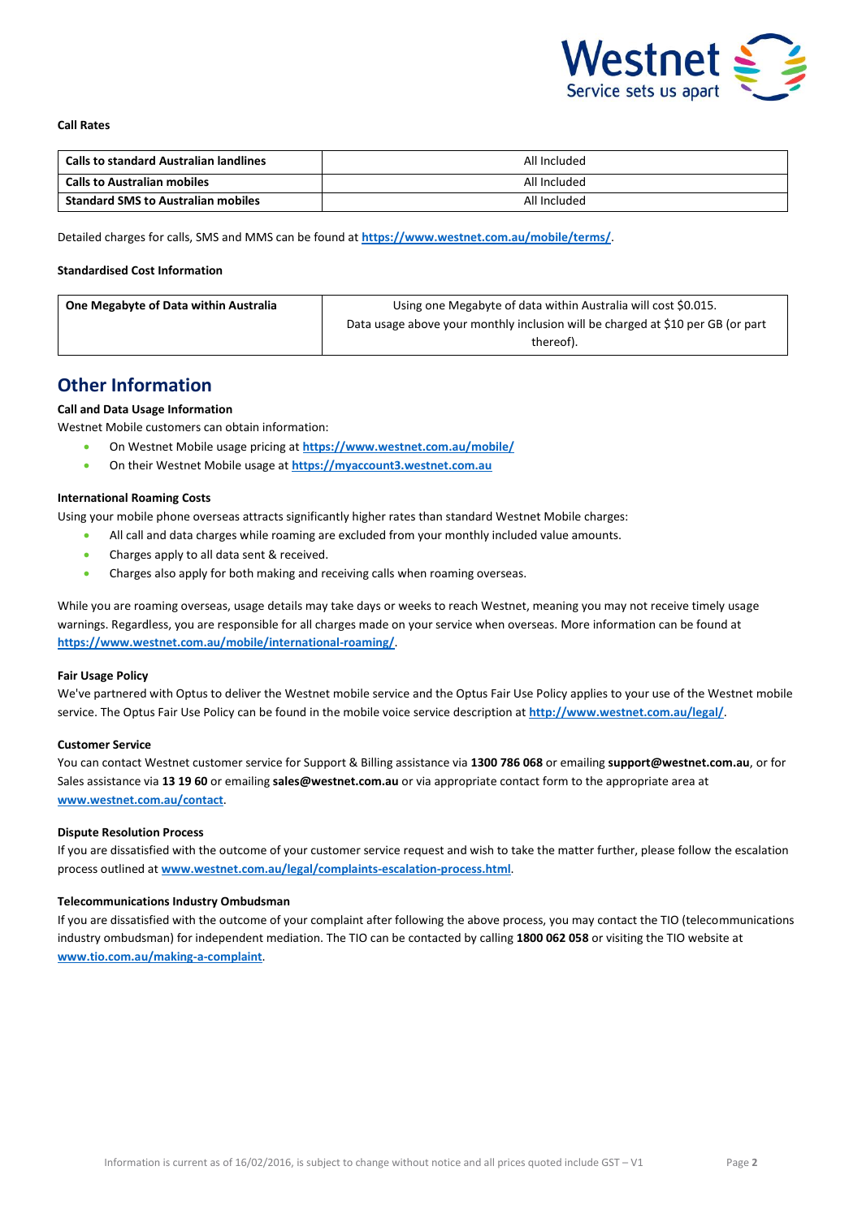**Call Rates**

| | |
|---|---|
| **Calls to standard Australian landlines** | All Included |
| **Calls to Australian mobiles** | All Included |
| **Standard SMS to Australian mobiles** | All Included |

Detailed charges for calls, SMS and MMS can be found at **https://www.westnet.com.au/mobile/terms/**.

**Standardised Cost Information**

| | |
|---|---|
| **One Megabyte of Data within Australia** | Using one Megabyte of data within Australia will cost $0.015. Data usage above your monthly inclusion will be charged at $10 per GB (or part thereof). |

## Other Information

**Call and Data Usage Information**

Westnet Mobile customers can obtain information:

- On Westnet Mobile usage pricing at **https://www.westnet.com.au/mobile/**
- On their Westnet Mobile usage at **https://myaccount3.westnet.com.au**

**International Roaming Costs**

Using your mobile phone overseas attracts significantly higher rates than standard Westnet Mobile charges:

- All call and data charges while roaming are excluded from your monthly included value amounts.
- Charges apply to all data sent & received.
- Charges also apply for both making and receiving calls when roaming overseas.

While you are roaming overseas, usage details may take days or weeks to reach Westnet, meaning you may not receive timely usage warnings. Regardless, you are responsible for all charges made on your service when overseas. More information can be found at **https://www.westnet.com.au/mobile/international-roaming/**.

**Fair Usage Policy**

We've partnered with Optus to deliver the Westnet mobile service and the Optus Fair Use Policy applies to your use of the Westnet mobile service. The Optus Fair Use Policy can be found in the mobile voice service description at **http://www.westnet.com.au/legal/**.

**Customer Service**

You can contact Westnet customer service for Support & Billing assistance via **1300 786 068** or emailing **support@westnet.com.au**, or for Sales assistance via **13 19 60** or emailing **sales@westnet.com.au** or via appropriate contact form to the appropriate area at **www.westnet.com.au/contact**.

**Dispute Resolution Process**

If you are dissatisfied with the outcome of your customer service request and wish to take the matter further, please follow the escalation process outlined at **www.westnet.com.au/legal/complaints-escalation-process.html**.

**Telecommunications Industry Ombudsman**

If you are dissatisfied with the outcome of your complaint after following the above process, you may contact the TIO (telecommunications industry ombudsman) for independent mediation. The TIO can be contacted by calling **1800 062 058** or visiting the TIO website at **www.tio.com.au/making-a-complaint**.

Information is current as of 16/02/2016, is subject to change without notice and all prices quoted include GST – V1